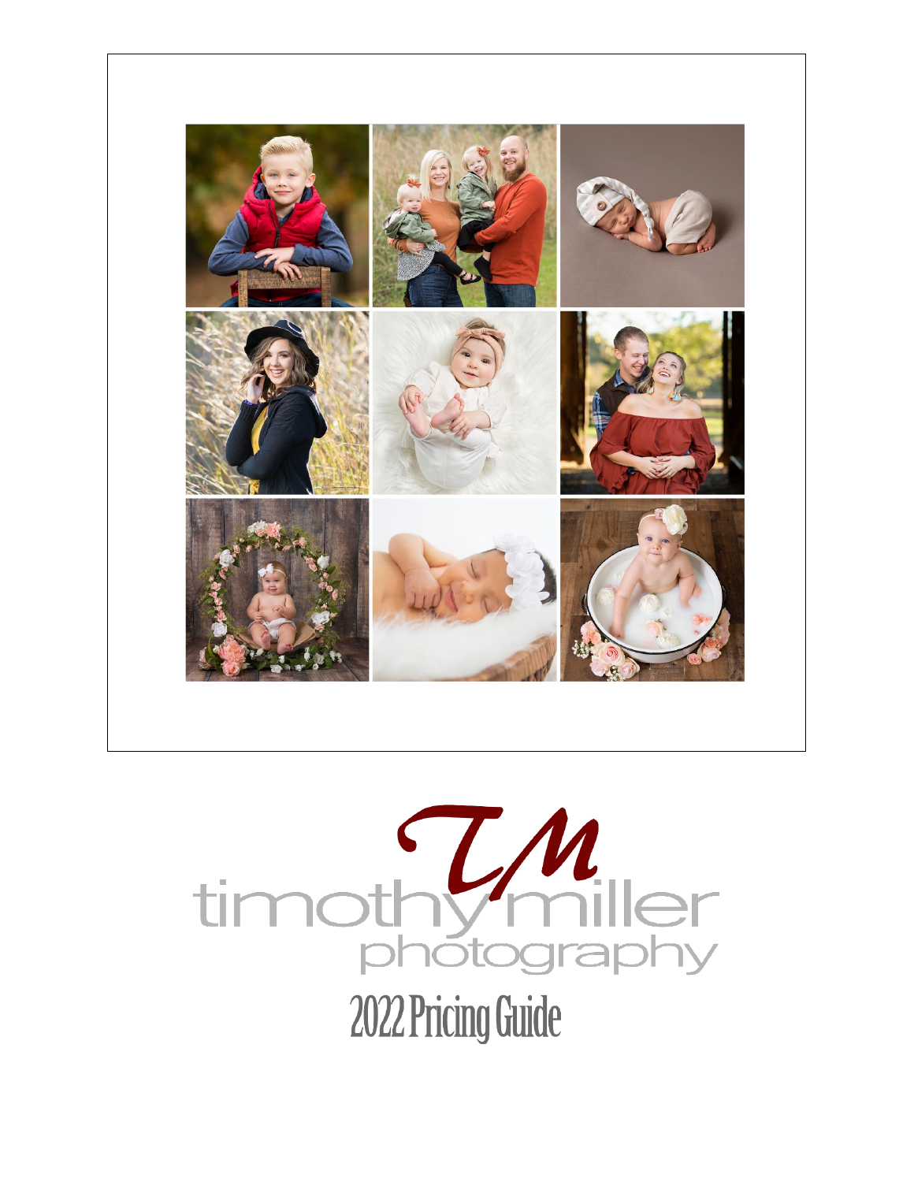TM

timothy miller photography

# 2022 Pricing Guide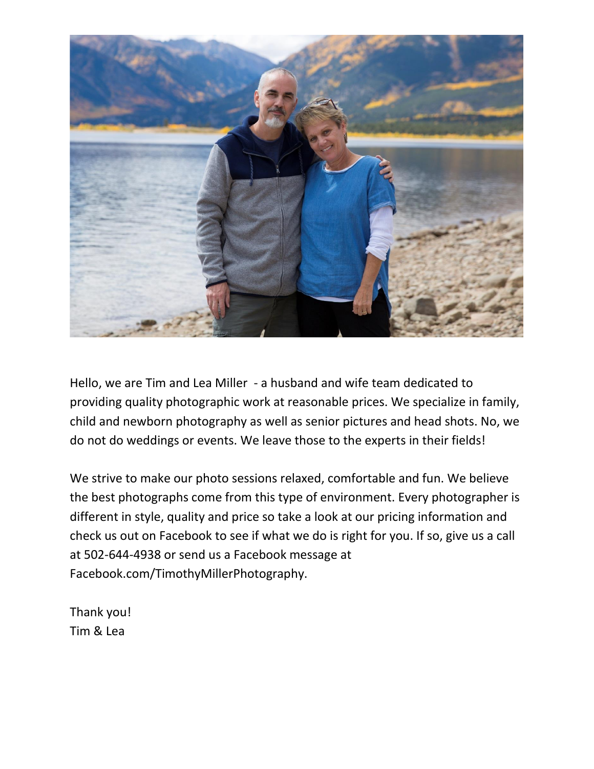Hello, we are Tim and Lea Miller - a husband and wife team dedicated to providing quality photographic work at reasonable prices. We specialize in family, child and newborn photography as well as senior pictures and head shots. No, we do not do weddings or events. We leave those to the experts in their fields!

We strive to make our photo sessions relaxed, comfortable and fun. We believe the best photographs come from this type of environment. Every photographer is different in style, quality and price so take a look at our pricing information and check us out on Facebook to see if what we do is right for you. If so, give us a call at 502-644-4938 or send us a Facebook message at Facebook.com/TimothyMillerPhotography.

Thank you!
Tim & Lea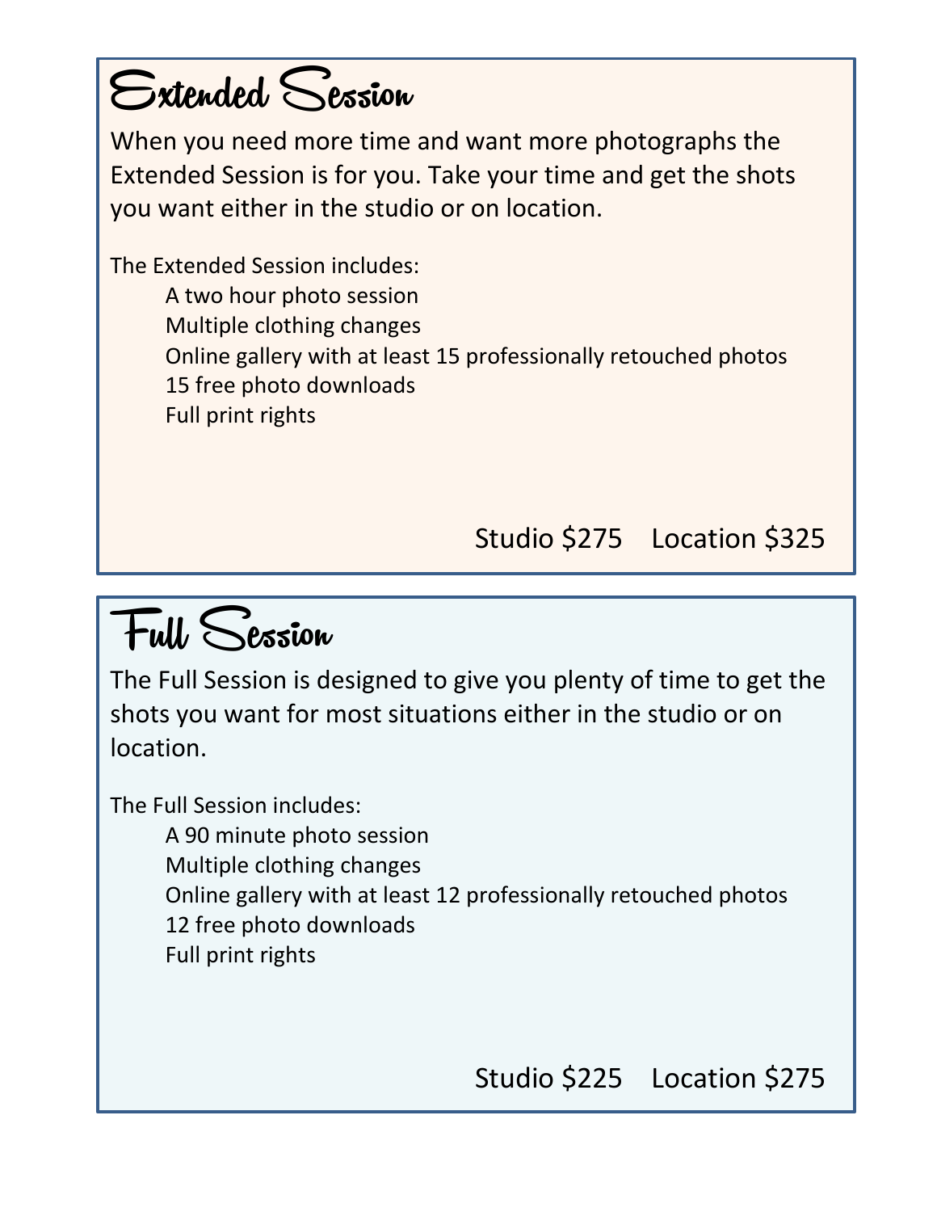## Extended Session

When you need more time and want more photographs the Extended Session is for you. Take your time and get the shots you want either in the studio or on location.

The Extended Session includes:

- A two hour photo session
- Multiple clothing changes
- Online gallery with at least 15 professionally retouched photos
- 15 free photo downloads
- Full print rights

Studio $275    Location $325

## Full Session

The Full Session is designed to give you plenty of time to get the shots you want for most situations either in the studio or on location.

The Full Session includes:

- A 90 minute photo session
- Multiple clothing changes
- Online gallery with at least 12 professionally retouched photos
- 12 free photo downloads
- Full print rights

Studio $225    Location $275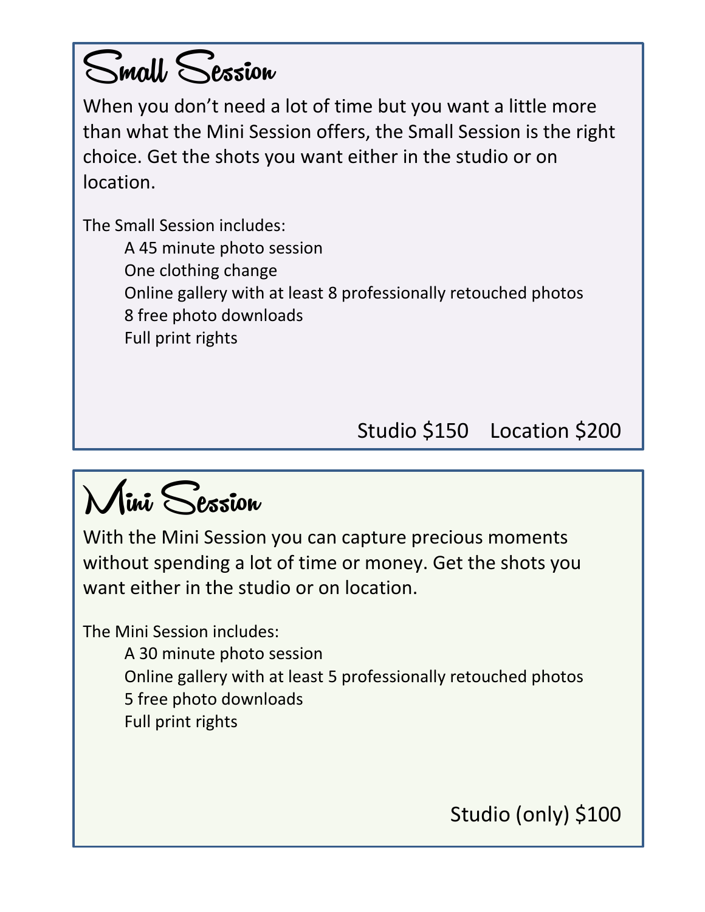# Small Session

When you don't need a lot of time but you want a little more than what the Mini Session offers, the Small Session is the right choice. Get the shots you want either in the studio or on location.

The Small Session includes:

- A 45 minute photo session
- One clothing change
- Online gallery with at least 8 professionally retouched photos
- 8 free photo downloads
- Full print rights

Studio $150 Location $200

# Mini Session

With the Mini Session you can capture precious moments without spending a lot of time or money. Get the shots you want either in the studio or on location.

The Mini Session includes:

- A 30 minute photo session
- Online gallery with at least 5 professionally retouched photos
- 5 free photo downloads
- Full print rights

Studio (only) $100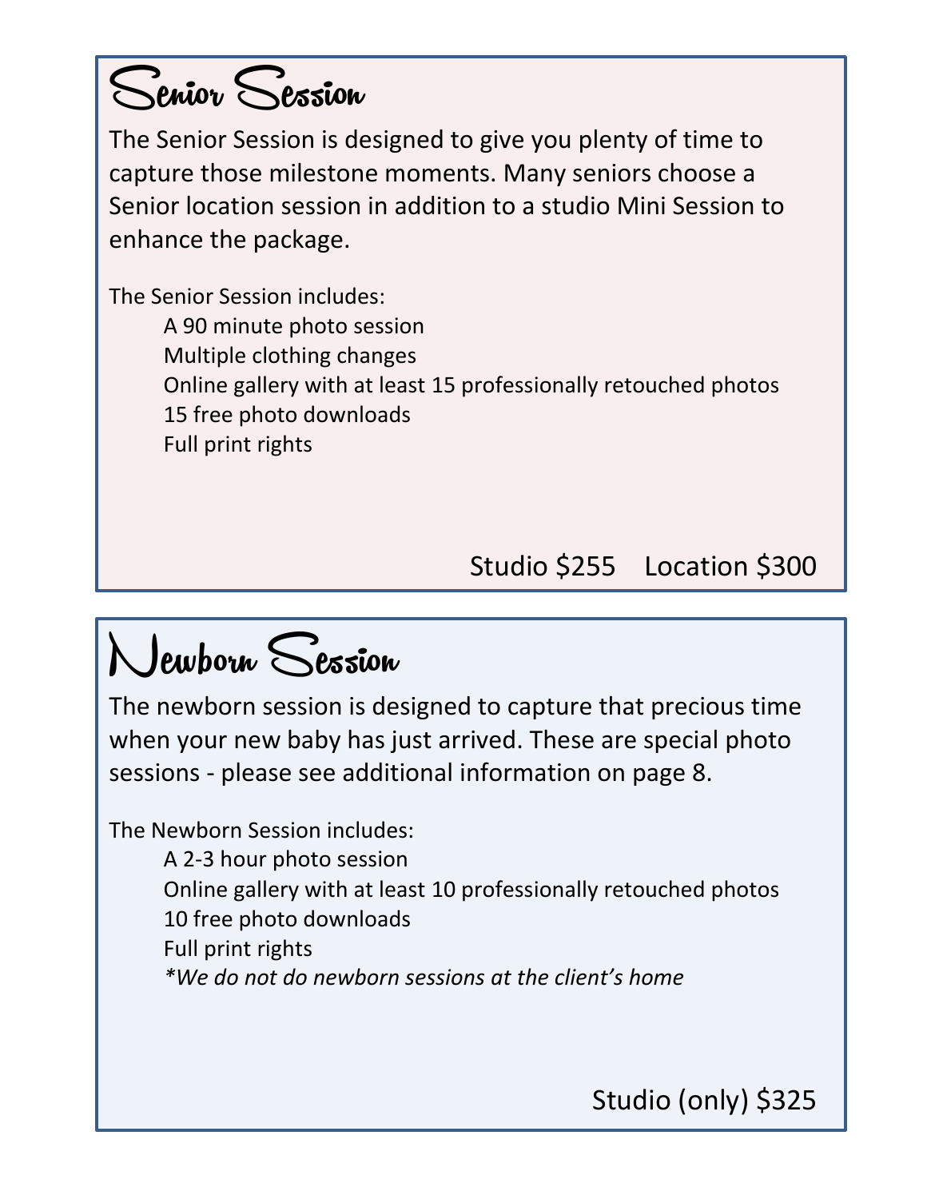## Senior Session

The Senior Session is designed to give you plenty of time to capture those milestone moments. Many seniors choose a Senior location session in addition to a studio Mini Session to enhance the package.

The Senior Session includes:

- A 90 minute photo session
- Multiple clothing changes
- Online gallery with at least 15 professionally retouched photos
- 15 free photo downloads
- Full print rights

Studio $255    Location $300

## Newborn Session

The newborn session is designed to capture that precious time when your new baby has just arrived. These are special photo sessions - please see additional information on page 8.

The Newborn Session includes:

- A 2-3 hour photo session
- Online gallery with at least 10 professionally retouched photos
- 10 free photo downloads
- Full print rights
- *\*We do not do newborn sessions at the client's home*

Studio (only) $325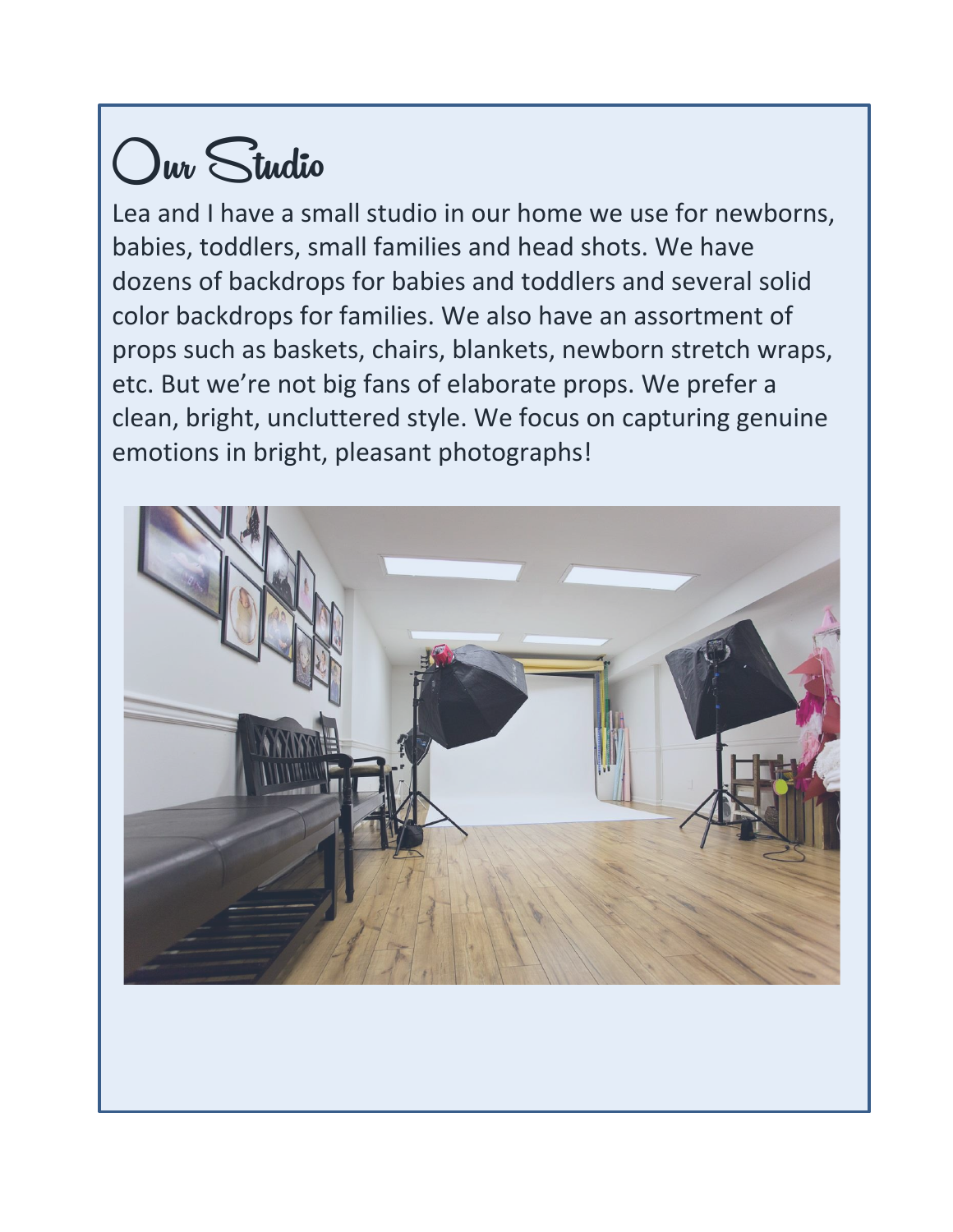# Our Studio

Lea and I have a small studio in our home we use for newborns, babies, toddlers, small families and head shots. We have dozens of backdrops for babies and toddlers and several solid color backdrops for families. We also have an assortment of props such as baskets, chairs, blankets, newborn stretch wraps, etc. But we're not big fans of elaborate props. We prefer a clean, bright, uncluttered style. We focus on capturing genuine emotions in bright, pleasant photographs!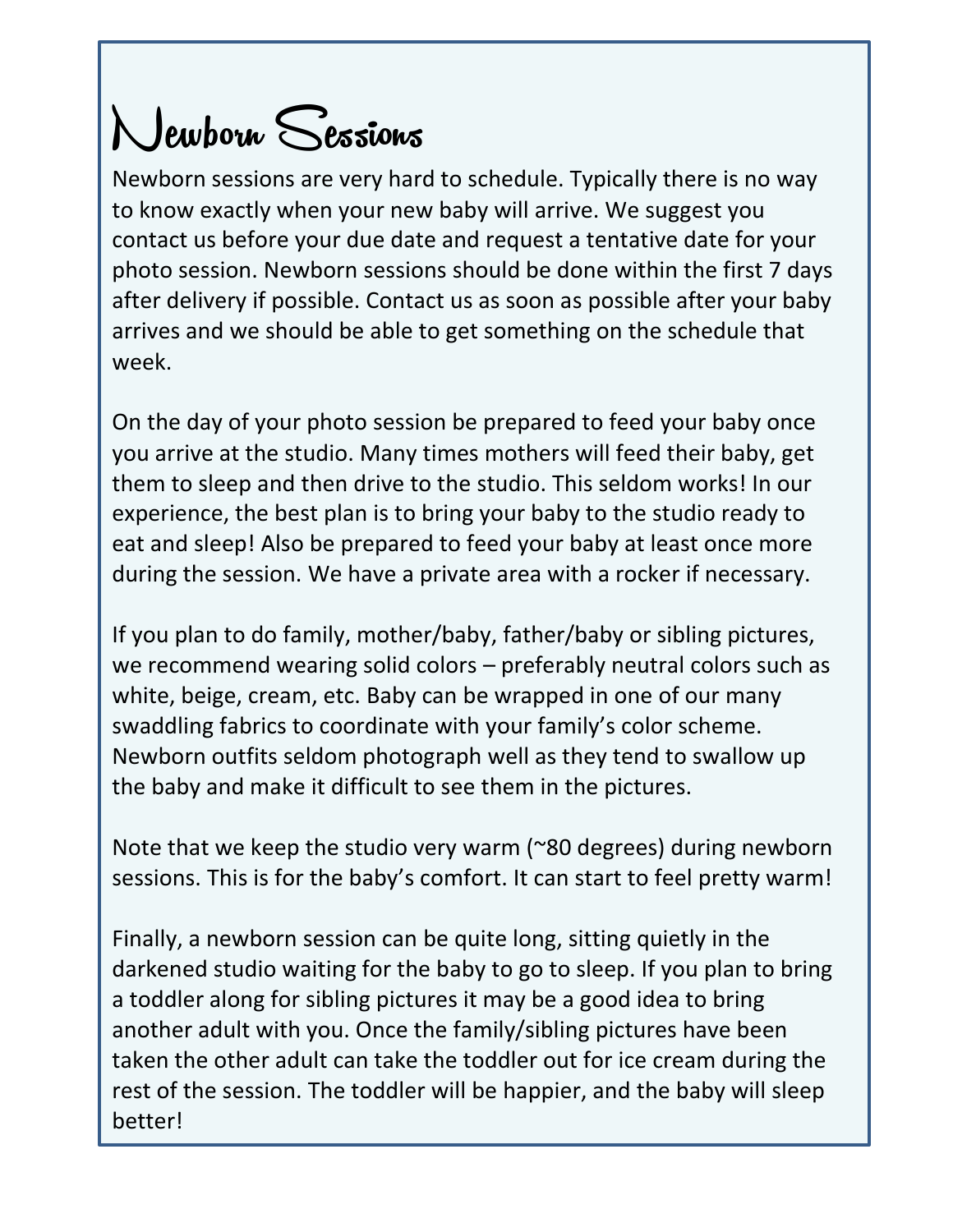# Newborn Sessions

Newborn sessions are very hard to schedule. Typically there is no way to know exactly when your new baby will arrive. We suggest you contact us before your due date and request a tentative date for your photo session. Newborn sessions should be done within the first 7 days after delivery if possible. Contact us as soon as possible after your baby arrives and we should be able to get something on the schedule that week.

On the day of your photo session be prepared to feed your baby once you arrive at the studio. Many times mothers will feed their baby, get them to sleep and then drive to the studio. This seldom works! In our experience, the best plan is to bring your baby to the studio ready to eat and sleep! Also be prepared to feed your baby at least once more during the session. We have a private area with a rocker if necessary.

If you plan to do family, mother/baby, father/baby or sibling pictures, we recommend wearing solid colors – preferably neutral colors such as white, beige, cream, etc. Baby can be wrapped in one of our many swaddling fabrics to coordinate with your family's color scheme. Newborn outfits seldom photograph well as they tend to swallow up the baby and make it difficult to see them in the pictures.

Note that we keep the studio very warm (~80 degrees) during newborn sessions. This is for the baby's comfort. It can start to feel pretty warm!

Finally, a newborn session can be quite long, sitting quietly in the darkened studio waiting for the baby to go to sleep. If you plan to bring a toddler along for sibling pictures it may be a good idea to bring another adult with you. Once the family/sibling pictures have been taken the other adult can take the toddler out for ice cream during the rest of the session. The toddler will be happier, and the baby will sleep better!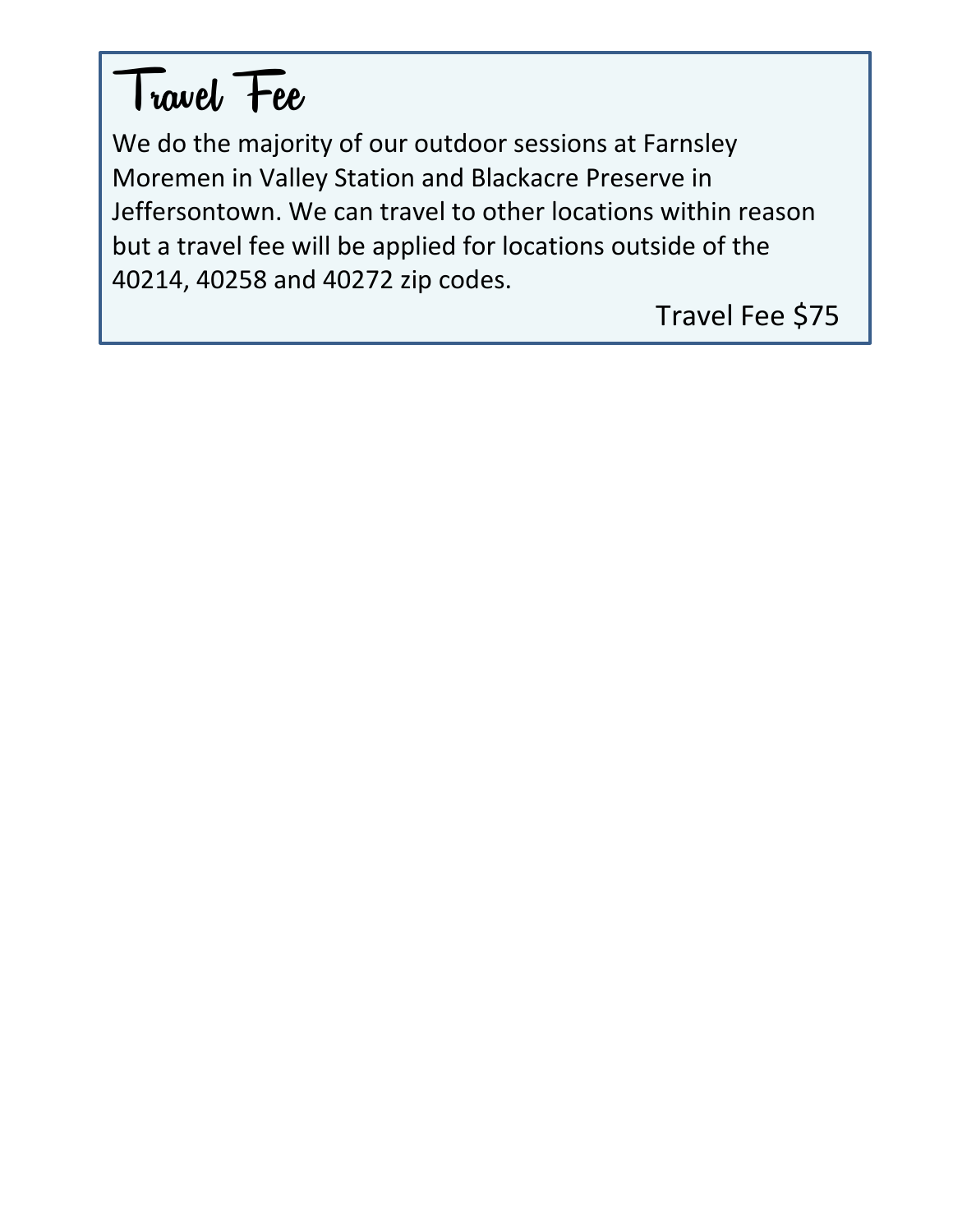# Travel Fee

We do the majority of our outdoor sessions at Farnsley Moremen in Valley Station and Blackacre Preserve in Jeffersontown. We can travel to other locations within reason but a travel fee will be applied for locations outside of the 40214, 40258 and 40272 zip codes.

Travel Fee $75